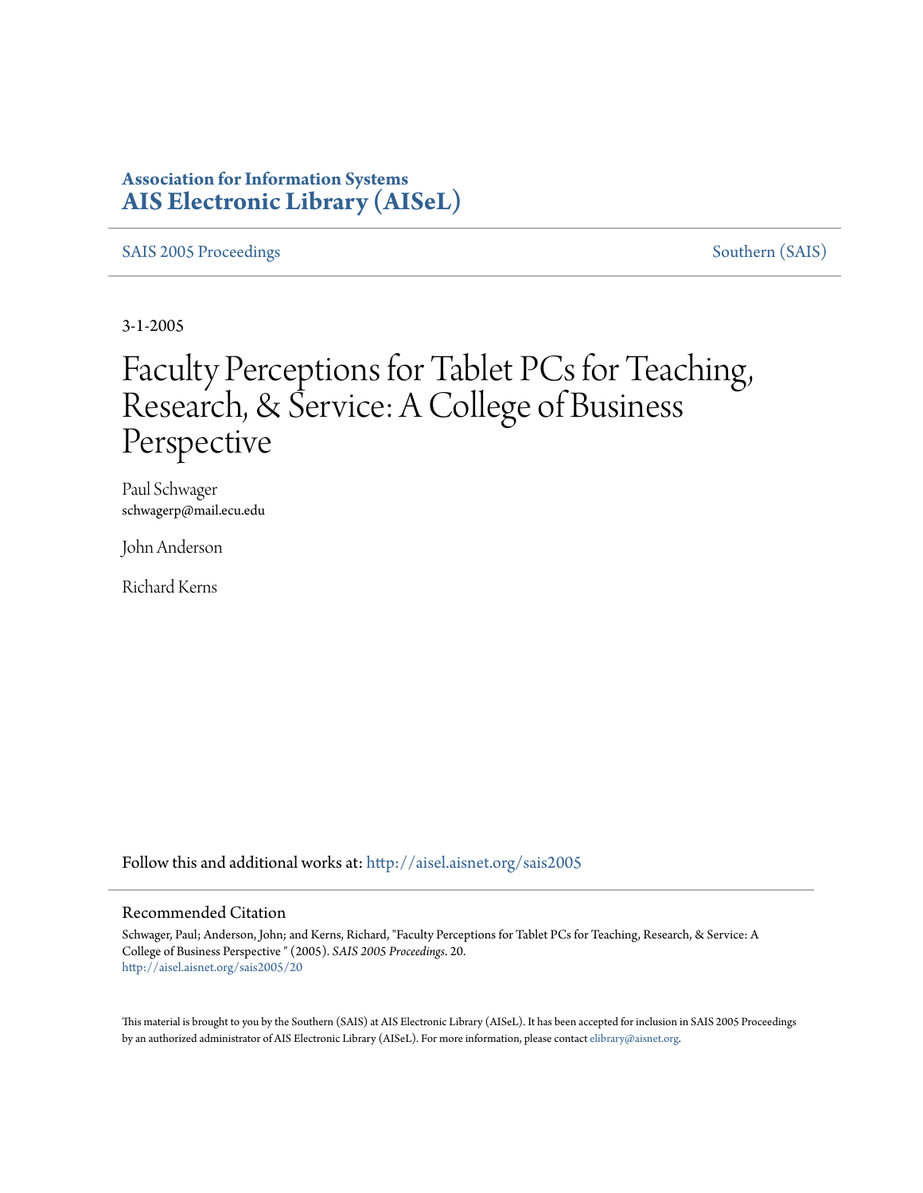**Association for Information Systems**
**AIS Electronic Library (AISeL)**

SAIS 2005 Proceedings | Southern (SAIS)

3-1-2005

# Faculty Perceptions for Tablet PCs for Teaching, Research, & Service: A College of Business Perspective

Paul Schwager
schwagerp@mail.ecu.edu

John Anderson

Richard Kerns

Follow this and additional works at: http://aisel.aisnet.org/sais2005

## Recommended Citation

Schwager, Paul; Anderson, John; and Kerns, Richard, "Faculty Perceptions for Tablet PCs for Teaching, Research, & Service: A College of Business Perspective " (2005). *SAIS 2005 Proceedings*. 20.
http://aisel.aisnet.org/sais2005/20

This material is brought to you by the Southern (SAIS) at AIS Electronic Library (AISeL). It has been accepted for inclusion in SAIS 2005 Proceedings by an authorized administrator of AIS Electronic Library (AISeL). For more information, please contact elibrary@aisnet.org.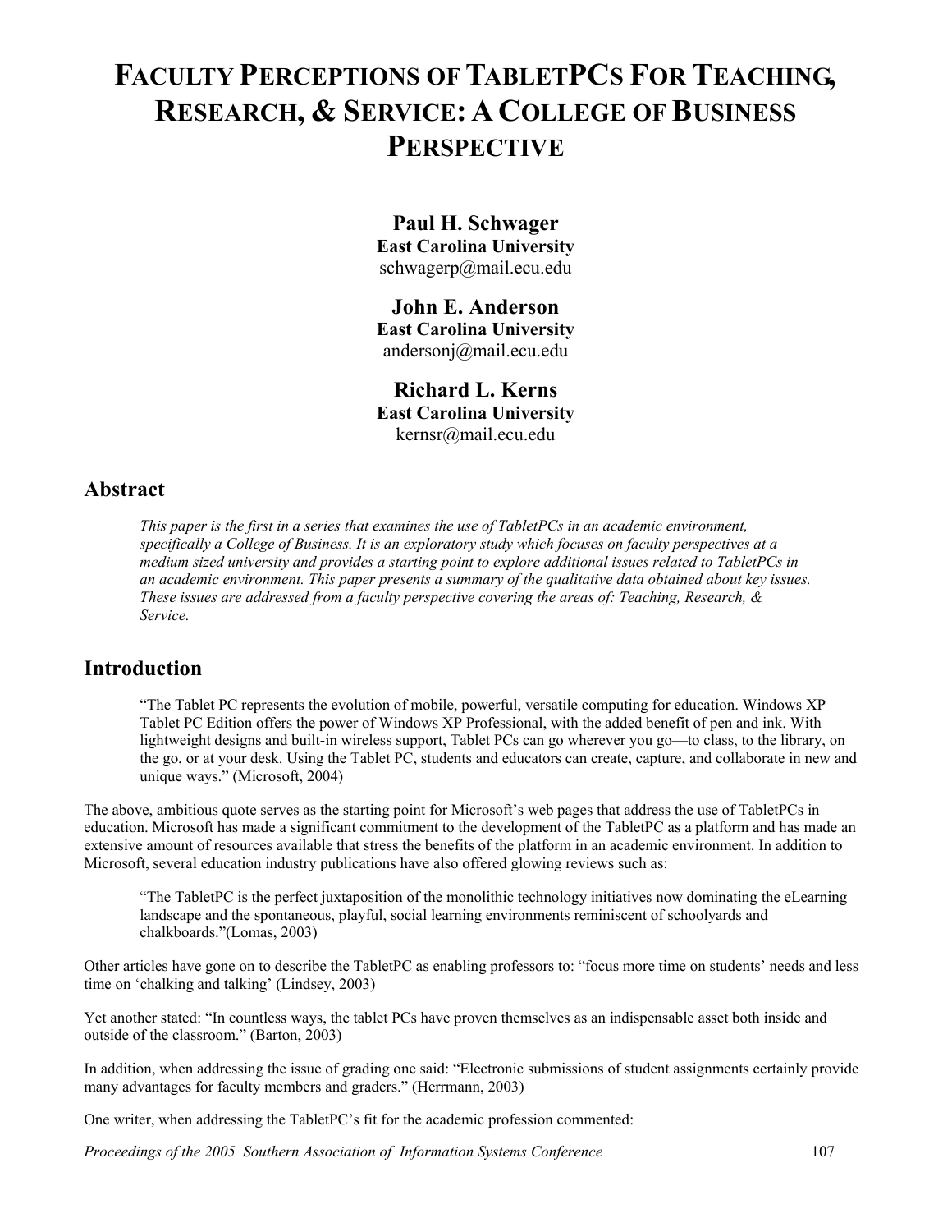# FACULTY PERCEPTIONS OF TABLETPCS FOR TEACHING, RESEARCH, & SERVICE: A COLLEGE OF BUSINESS PERSPECTIVE

**Paul H. Schwager**
**East Carolina University**
schwagerp@mail.ecu.edu

**John E. Anderson**
**East Carolina University**
andersonj@mail.ecu.edu

**Richard L. Kerns**
**East Carolina University**
kernsr@mail.ecu.edu

## Abstract

*This paper is the first in a series that examines the use of TabletPCs in an academic environment, specifically a College of Business. It is an exploratory study which focuses on faculty perspectives at a medium sized university and provides a starting point to explore additional issues related to TabletPCs in an academic environment. This paper presents a summary of the qualitative data obtained about key issues. These issues are addressed from a faculty perspective covering the areas of: Teaching, Research, & Service.*

## Introduction

> "The Tablet PC represents the evolution of mobile, powerful, versatile computing for education. Windows XP Tablet PC Edition offers the power of Windows XP Professional, with the added benefit of pen and ink. With lightweight designs and built-in wireless support, Tablet PCs can go wherever you go—to class, to the library, on the go, or at your desk. Using the Tablet PC, students and educators can create, capture, and collaborate in new and unique ways." (Microsoft, 2004)

The above, ambitious quote serves as the starting point for Microsoft's web pages that address the use of TabletPCs in education. Microsoft has made a significant commitment to the development of the TabletPC as a platform and has made an extensive amount of resources available that stress the benefits of the platform in an academic environment. In addition to Microsoft, several education industry publications have also offered glowing reviews such as:

> "The TabletPC is the perfect juxtaposition of the monolithic technology initiatives now dominating the eLearning landscape and the spontaneous, playful, social learning environments reminiscent of schoolyards and chalkboards."(Lomas, 2003)

Other articles have gone on to describe the TabletPC as enabling professors to: "focus more time on students' needs and less time on 'chalking and talking' (Lindsey, 2003)

Yet another stated: "In countless ways, the tablet PCs have proven themselves as an indispensable asset both inside and outside of the classroom." (Barton, 2003)

In addition, when addressing the issue of grading one said: "Electronic submissions of student assignments certainly provide many advantages for faculty members and graders." (Herrmann, 2003)

One writer, when addressing the TabletPC's fit for the academic profession commented: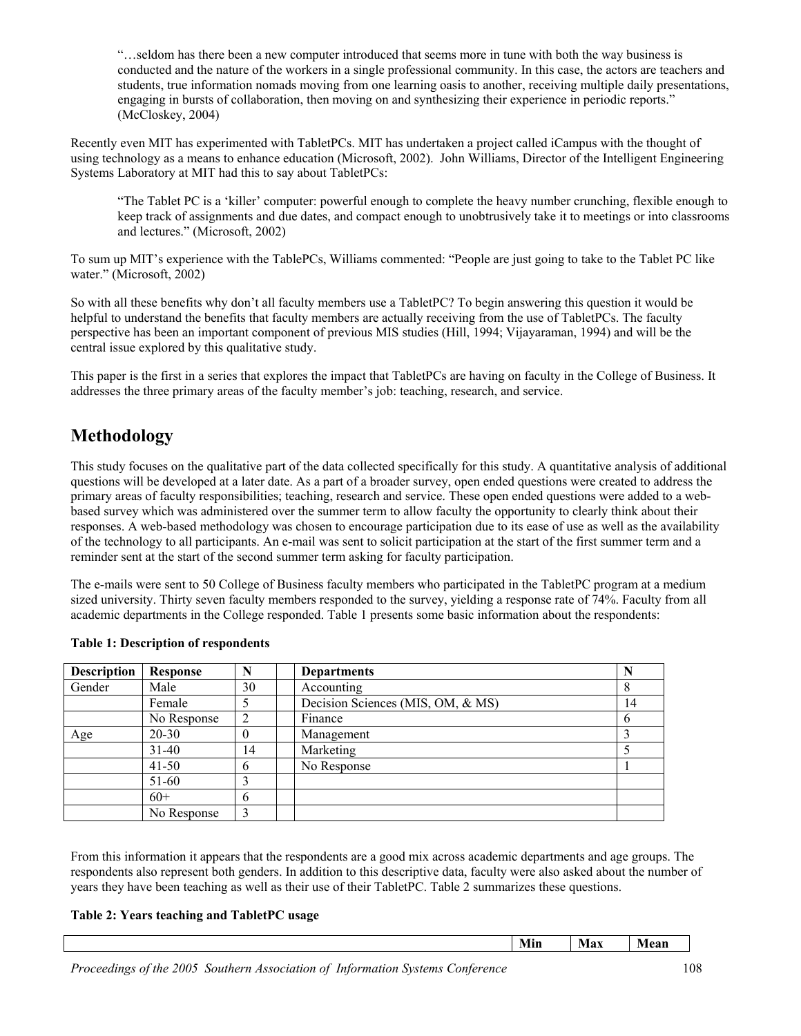> "…seldom has there been a new computer introduced that seems more in tune with both the way business is conducted and the nature of the workers in a single professional community. In this case, the actors are teachers and students, true information nomads moving from one learning oasis to another, receiving multiple daily presentations, engaging in bursts of collaboration, then moving on and synthesizing their experience in periodic reports." (McCloskey, 2004)

Recently even MIT has experimented with TabletPCs. MIT has undertaken a project called iCampus with the thought of using technology as a means to enhance education (Microsoft, 2002). John Williams, Director of the Intelligent Engineering Systems Laboratory at MIT had this to say about TabletPCs:

> "The Tablet PC is a 'killer' computer: powerful enough to complete the heavy number crunching, flexible enough to keep track of assignments and due dates, and compact enough to unobtrusively take it to meetings or into classrooms and lectures." (Microsoft, 2002)

To sum up MIT's experience with the TablePCs, Williams commented: "People are just going to take to the Tablet PC like water." (Microsoft, 2002)

So with all these benefits why don't all faculty members use a TabletPC? To begin answering this question it would be helpful to understand the benefits that faculty members are actually receiving from the use of TabletPCs. The faculty perspective has been an important component of previous MIS studies (Hill, 1994; Vijayaraman, 1994) and will be the central issue explored by this qualitative study.

This paper is the first in a series that explores the impact that TabletPCs are having on faculty in the College of Business. It addresses the three primary areas of the faculty member's job: teaching, research, and service.

## Methodology

This study focuses on the qualitative part of the data collected specifically for this study. A quantitative analysis of additional questions will be developed at a later date. As a part of a broader survey, open ended questions were created to address the primary areas of faculty responsibilities; teaching, research and service. These open ended questions were added to a web-based survey which was administered over the summer term to allow faculty the opportunity to clearly think about their responses. A web-based methodology was chosen to encourage participation due to its ease of use as well as the availability of the technology to all participants. An e-mail was sent to solicit participation at the start of the first summer term and a reminder sent at the start of the second summer term asking for faculty participation.

The e-mails were sent to 50 College of Business faculty members who participated in the TabletPC program at a medium sized university. Thirty seven faculty members responded to the survey, yielding a response rate of 74%. Faculty from all academic departments in the College responded. Table 1 presents some basic information about the respondents:

**Table 1: Description of respondents**

| Description | Response | N | | Departments | N |
|---|---|---|---|---|---|
| Gender | Male | 30 | | Accounting | 8 |
| | Female | 5 | | Decision Sciences (MIS, OM, & MS) | 14 |
| | No Response | 2 | | Finance | 6 |
| Age | 20-30 | 0 | | Management | 3 |
| | 31-40 | 14 | | Marketing | 5 |
| | 41-50 | 6 | | No Response | 1 |
| | 51-60 | 3 | | | |
| | 60+ | 6 | | | |
| | No Response | 3 | | | |

From this information it appears that the respondents are a good mix across academic departments and age groups. The respondents also represent both genders. In addition to this descriptive data, faculty were also asked about the number of years they have been teaching as well as their use of their TabletPC. Table 2 summarizes these questions.

**Table 2: Years teaching and TabletPC usage**

| | Min | Max | Mean |
|---|---|---|---|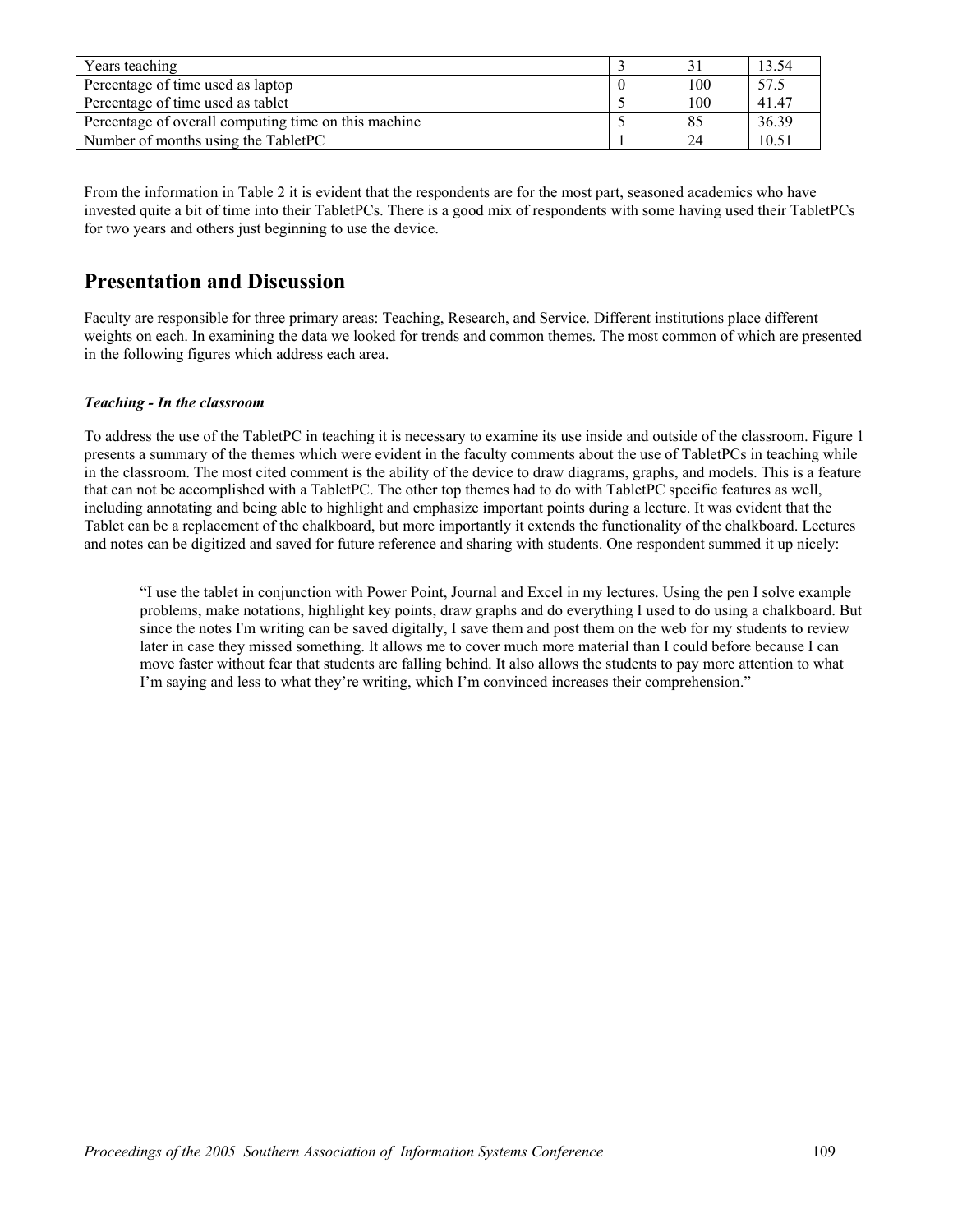| | | | |
|---|---|---|---|
| Years teaching | 3 | 31 | 13.54 |
| Percentage of time used as laptop | 0 | 100 | 57.5 |
| Percentage of time used as tablet | 5 | 100 | 41.47 |
| Percentage of overall computing time on this machine | 5 | 85 | 36.39 |
| Number of months using the TabletPC | 1 | 24 | 10.51 |

From the information in Table 2 it is evident that the respondents are for the most part, seasoned academics who have invested quite a bit of time into their TabletPCs. There is a good mix of respondents with some having used their TabletPCs for two years and others just beginning to use the device.

## Presentation and Discussion

Faculty are responsible for three primary areas: Teaching, Research, and Service. Different institutions place different weights on each. In examining the data we looked for trends and common themes. The most common of which are presented in the following figures which address each area.

***Teaching - In the classroom***

To address the use of the TabletPC in teaching it is necessary to examine its use inside and outside of the classroom. Figure 1 presents a summary of the themes which were evident in the faculty comments about the use of TabletPCs in teaching while in the classroom. The most cited comment is the ability of the device to draw diagrams, graphs, and models. This is a feature that can not be accomplished with a TabletPC. The other top themes had to do with TabletPC specific features as well, including annotating and being able to highlight and emphasize important points during a lecture. It was evident that the Tablet can be a replacement of the chalkboard, but more importantly it extends the functionality of the chalkboard. Lectures and notes can be digitized and saved for future reference and sharing with students. One respondent summed it up nicely:

> "I use the tablet in conjunction with Power Point, Journal and Excel in my lectures. Using the pen I solve example problems, make notations, highlight key points, draw graphs and do everything I used to do using a chalkboard. But since the notes I'm writing can be saved digitally, I save them and post them on the web for my students to review later in case they missed something. It allows me to cover much more material than I could before because I can move faster without fear that students are falling behind. It also allows the students to pay more attention to what I'm saying and less to what they're writing, which I'm convinced increases their comprehension."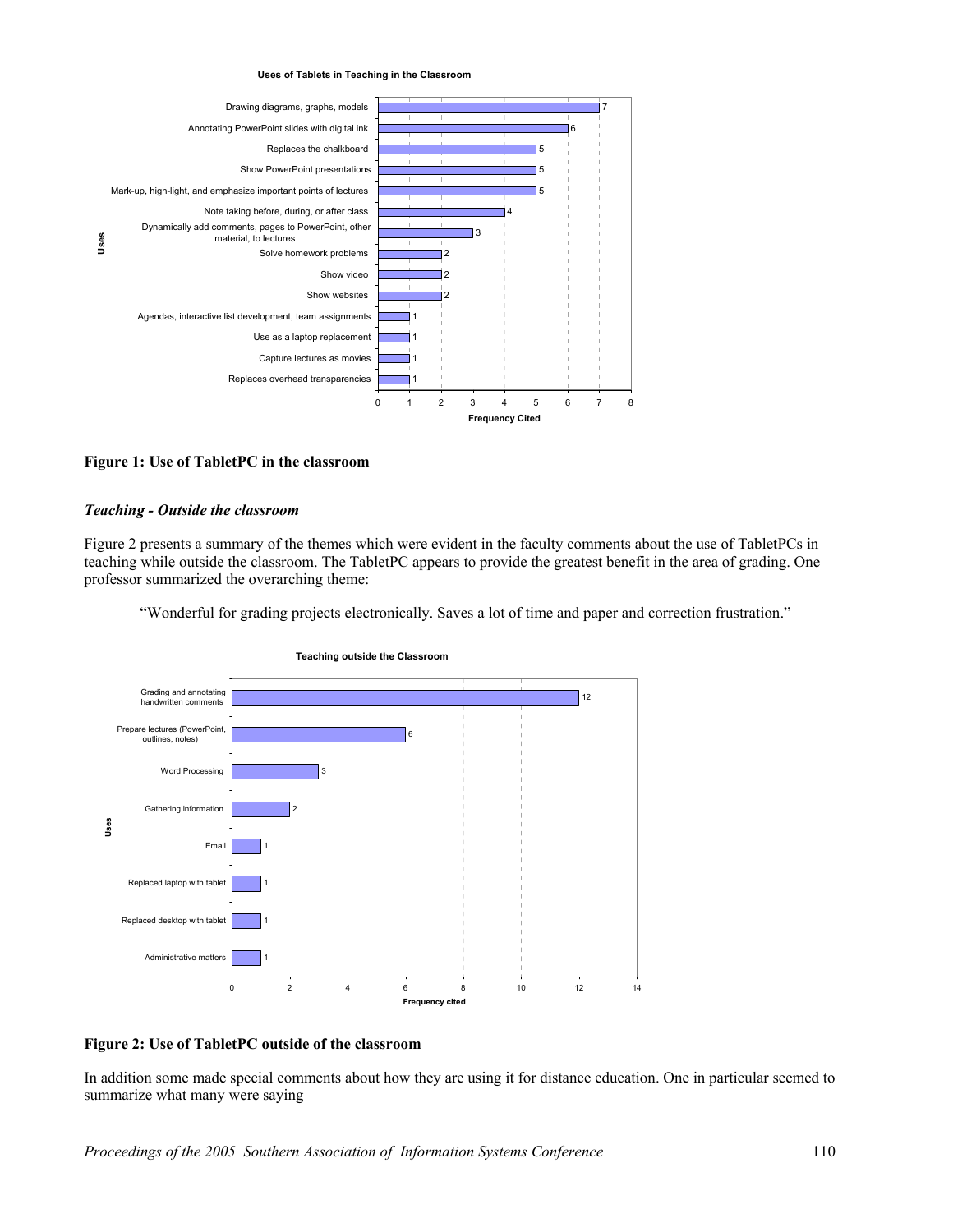Uses of Tablets in Teaching in the Classroom

Uses

Drawing diagrams, graphs, models 7
Annotating PowerPoint slides with digital ink 6
Replaces the chalkboard 5
Show PowerPoint presentations 5
Mark-up, high-light, and emphasize important points of lectures 5
Note taking before, during, or after class 4
Dynamically add comments, pages to PowerPoint, other material, to lectures 3
Solve homework problems 2
Show video 2
Show websites 2
Agendas, interactive list development, team assignments 1
Use as a laptop replacement 1
Capture lectures as movies 1
Replaces overhead transparencies 1

0 1 2 3 4 5 6 7 8

Frequency Cited

**Figure 1: Use of TabletPC in the classroom**

### *Teaching - Outside the classroom*

Figure 2 presents a summary of the themes which were evident in the faculty comments about the use of TabletPCs in teaching while outside the classroom. The TabletPC appears to provide the greatest benefit in the area of grading. One professor summarized the overarching theme:

> "Wonderful for grading projects electronically. Saves a lot of time and paper and correction frustration."

Teaching outside the Classroom

Uses

Grading and annotating handwritten comments 12
Prepare lectures (PowerPoint, outlines, notes) 6
Word Processing 3
Gathering information 2
Email 1
Replaced laptop with tablet 1
Replaced desktop with tablet 1
Administrative matters 1

0 2 4 6 8 10 12 14

Frequency cited

**Figure 2: Use of TabletPC outside of the classroom**

In addition some made special comments about how they are using it for distance education. One in particular seemed to summarize what many were saying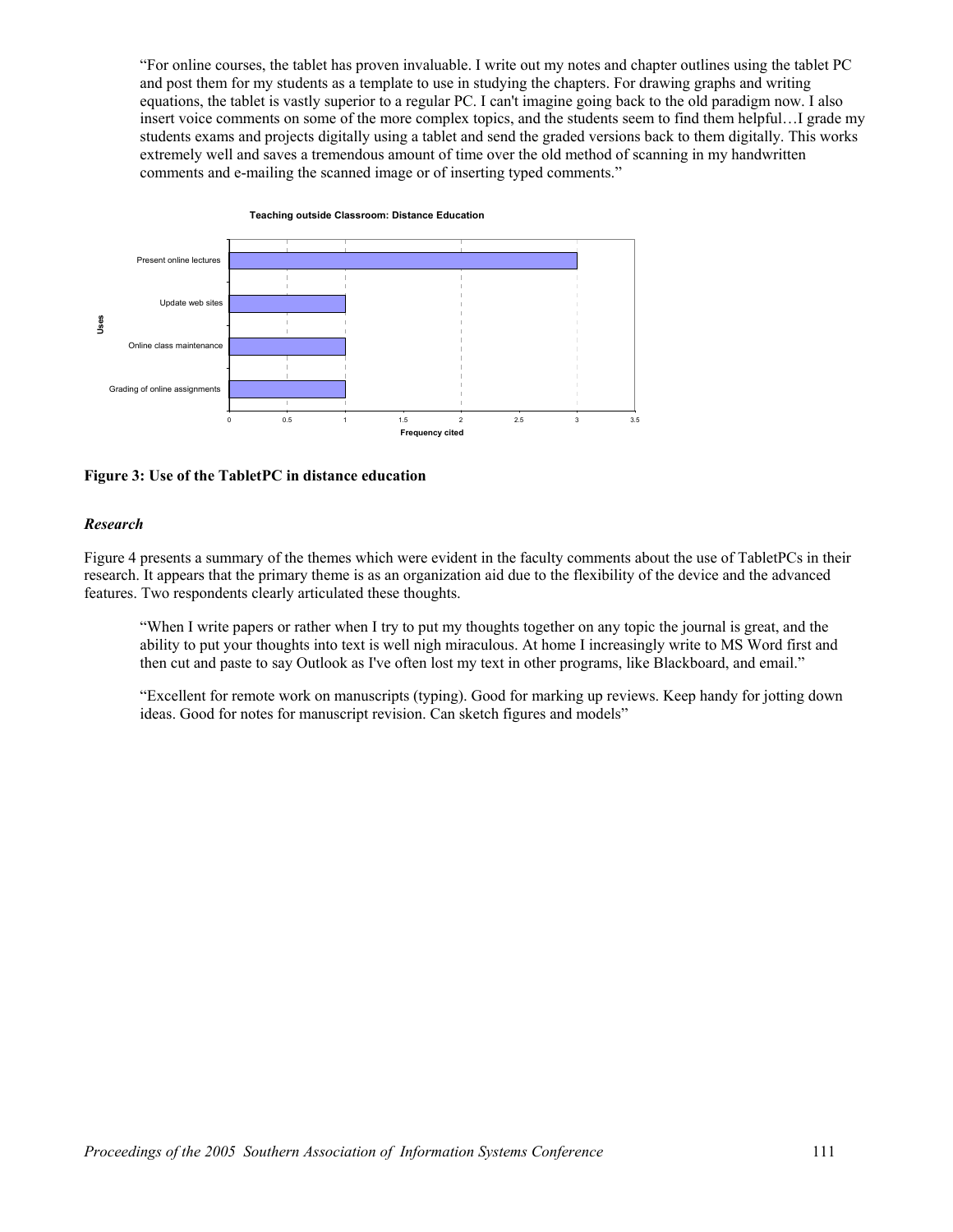> "For online courses, the tablet has proven invaluable. I write out my notes and chapter outlines using the tablet PC and post them for my students as a template to use in studying the chapters. For drawing graphs and writing equations, the tablet is vastly superior to a regular PC. I can't imagine going back to the old paradigm now. I also insert voice comments on some of the more complex topics, and the students seem to find them helpful…I grade my students exams and projects digitally using a tablet and send the graded versions back to them digitally. This works extremely well and saves a tremendous amount of time over the old method of scanning in my handwritten comments and e-mailing the scanned image or of inserting typed comments."

Teaching outside Classroom: Distance Education

Uses

Present online lectures

Update web sites

Online class maintenance

Grading of online assignments

0
0.5
1
1.5
2
2.5
3
3.5

Frequency cited

**Figure 3: Use of the TabletPC in distance education**

### *Research*

Figure 4 presents a summary of the themes which were evident in the faculty comments about the use of TabletPCs in their research. It appears that the primary theme is as an organization aid due to the flexibility of the device and the advanced features. Two respondents clearly articulated these thoughts.

> "When I write papers or rather when I try to put my thoughts together on any topic the journal is great, and the ability to put your thoughts into text is well nigh miraculous. At home I increasingly write to MS Word first and then cut and paste to say Outlook as I've often lost my text in other programs, like Blackboard, and email."

> "Excellent for remote work on manuscripts (typing). Good for marking up reviews. Keep handy for jotting down ideas. Good for notes for manuscript revision. Can sketch figures and models"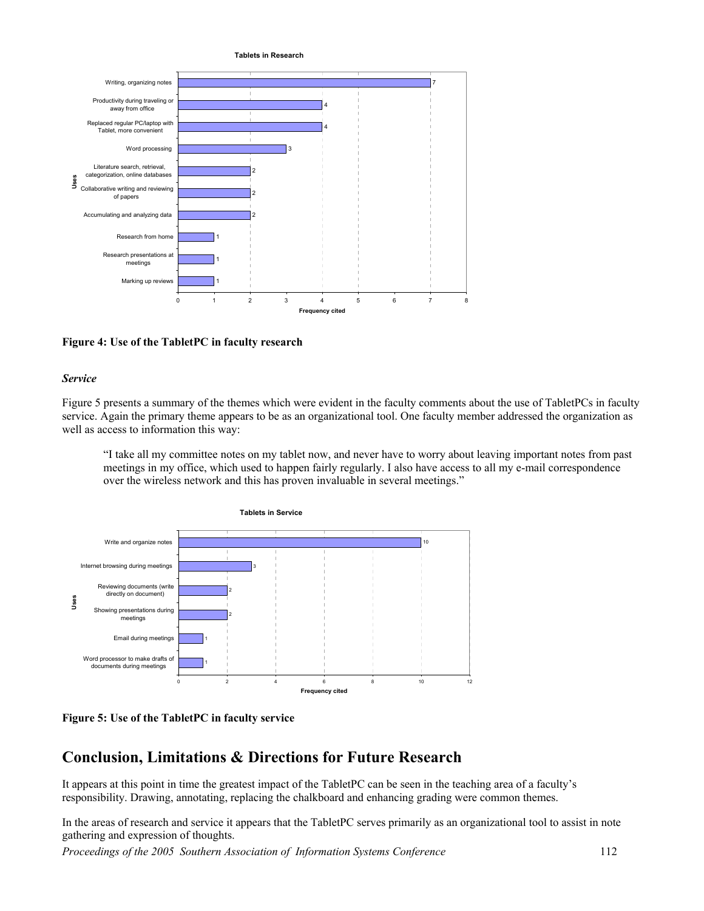Tablets in Research

Writing, organizing notes
Productivity during traveling or away from office
Replaced regular PC/laptop with Tablet, more convenient
Word processing
Literature search, retrieval, categorization, online databases
Collaborative writing and reviewing of papers
Accumulating and analyzing data
Research from home
Research presentations at meetings
Marking up reviews

Uses

7
4
4
3
2
2
2
1
1
1

0 1 2 3 4 5 6 7 8

Frequency cited

**Figure 4: Use of the TabletPC in faculty research**

### *Service*

Figure 5 presents a summary of the themes which were evident in the faculty comments about the use of TabletPCs in faculty service. Again the primary theme appears to be as an organizational tool. One faculty member addressed the organization as well as access to information this way:

> "I take all my committee notes on my tablet now, and never have to worry about leaving important notes from past meetings in my office, which used to happen fairly regularly. I also have access to all my e-mail correspondence over the wireless network and this has proven invaluable in several meetings."

Tablets in Service

Write and organize notes
Internet browsing during meetings
Reviewing documents (write directly on document)
Showing presentations during meetings
Email during meetings
Word processor to make drafts of documents during meetings

Uses

10
3
2
2
1
1

0 2 4 6 8 10 12

Frequency cited

**Figure 5: Use of the TabletPC in faculty service**

## Conclusion, Limitations & Directions for Future Research

It appears at this point in time the greatest impact of the TabletPC can be seen in the teaching area of a faculty's responsibility. Drawing, annotating, replacing the chalkboard and enhancing grading were common themes.

In the areas of research and service it appears that the TabletPC serves primarily as an organizational tool to assist in note gathering and expression of thoughts.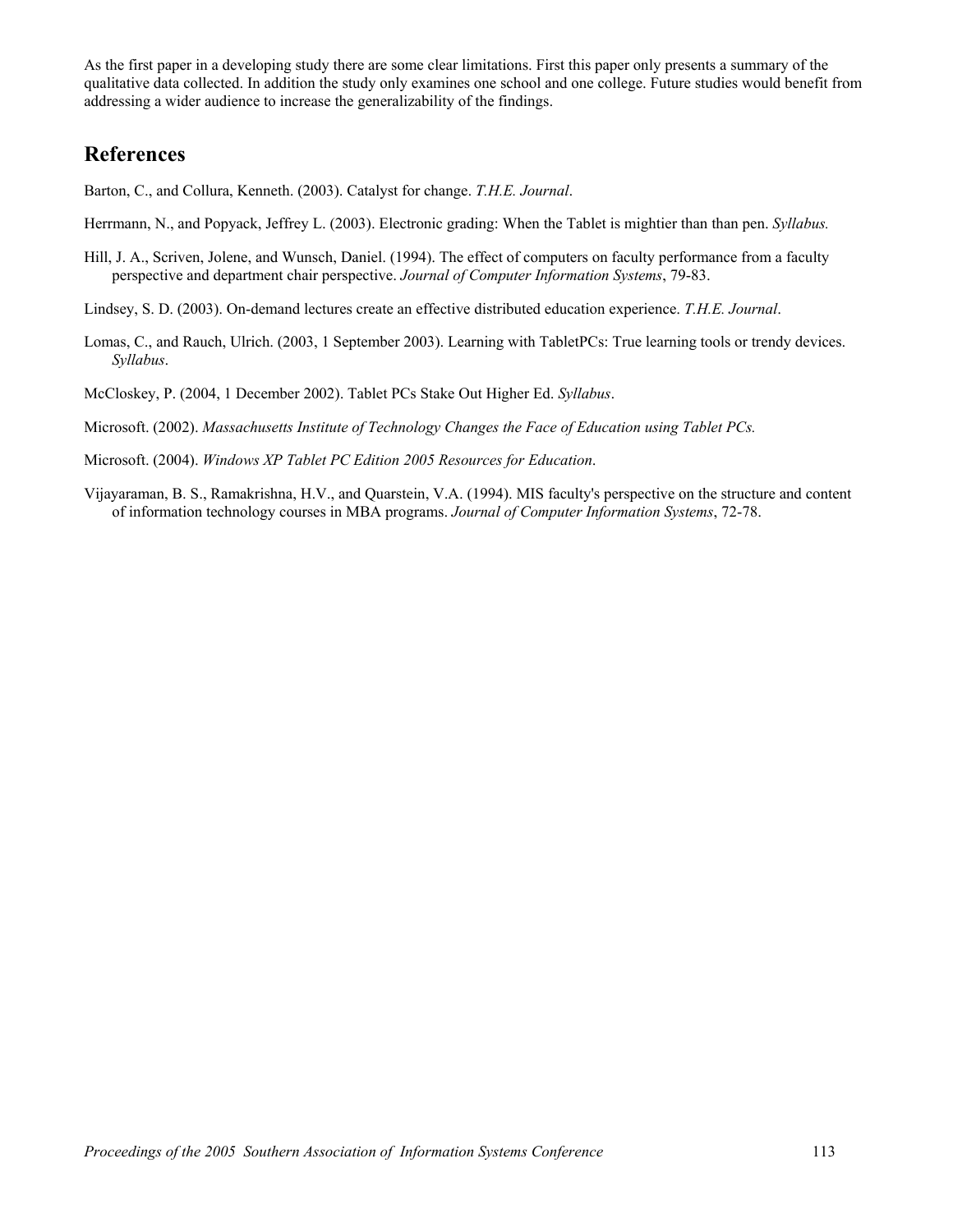As the first paper in a developing study there are some clear limitations. First this paper only presents a summary of the qualitative data collected. In addition the study only examines one school and one college. Future studies would benefit from addressing a wider audience to increase the generalizability of the findings.

## References

Barton, C., and Collura, Kenneth. (2003). Catalyst for change. *T.H.E. Journal*.

Herrmann, N., and Popyack, Jeffrey L. (2003). Electronic grading: When the Tablet is mightier than than pen. *Syllabus.*

Hill, J. A., Scriven, Jolene, and Wunsch, Daniel. (1994). The effect of computers on faculty performance from a faculty perspective and department chair perspective. *Journal of Computer Information Systems*, 79-83.

Lindsey, S. D. (2003). On-demand lectures create an effective distributed education experience. *T.H.E. Journal*.

Lomas, C., and Rauch, Ulrich. (2003, 1 September 2003). Learning with TabletPCs: True learning tools or trendy devices. *Syllabus*.

McCloskey, P. (2004, 1 December 2002). Tablet PCs Stake Out Higher Ed. *Syllabus*.

Microsoft. (2002). *Massachusetts Institute of Technology Changes the Face of Education using Tablet PCs.*

Microsoft. (2004). *Windows XP Tablet PC Edition 2005 Resources for Education*.

Vijayaraman, B. S., Ramakrishna, H.V., and Quarstein, V.A. (1994). MIS faculty's perspective on the structure and content of information technology courses in MBA programs. *Journal of Computer Information Systems*, 72-78.